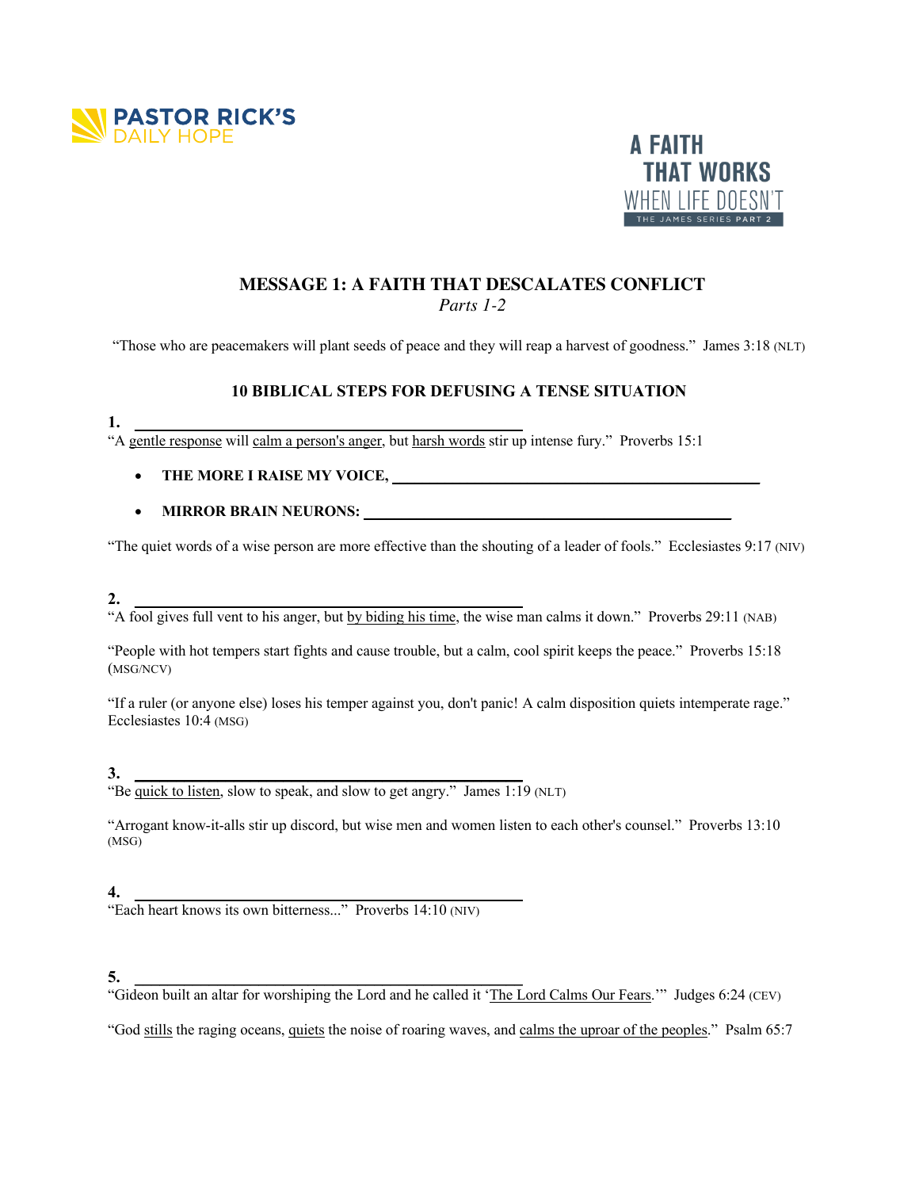PASTOR RICK'S DAILY HOPE

A FAITH THAT WORKS WHEN LIFE DOESN'T
THE JAMES SERIES PART 2

## MESSAGE 1: A FAITH THAT DESCALATES CONFLICT

*Parts 1-2*

"Those who are peacemakers will plant seeds of peace and they will reap a harvest of goodness." James 3:18 (NLT)

### 10 BIBLICAL STEPS FOR DEFUSING A TENSE SITUATION

**1.** ________________________________________

"A <u>gentle response</u> will <u>calm a person's anger</u>, but <u>harsh words</u> stir up intense fury." Proverbs 15:1

- **THE MORE I RAISE MY VOICE,** ________________________________________
- **MIRROR BRAIN NEURONS:** ________________________________________

"The quiet words of a wise person are more effective than the shouting of a leader of fools." Ecclesiastes 9:17 (NIV)

**2.** ________________________________________

"A fool gives full vent to his anger, but <u>by biding his time</u>, the wise man calms it down." Proverbs 29:11 (NAB)

"People with hot tempers start fights and cause trouble, but a calm, cool spirit keeps the peace." Proverbs 15:18 (MSG/NCV)

"If a ruler (or anyone else) loses his temper against you, don't panic! A calm disposition quiets intemperate rage." Ecclesiastes 10:4 (MSG)

**3.** ________________________________________

"Be <u>quick to listen</u>, slow to speak, and slow to get angry." James 1:19 (NLT)

"Arrogant know-it-alls stir up discord, but wise men and women listen to each other's counsel." Proverbs 13:10 (MSG)

**4.** ________________________________________

"Each heart knows its own bitterness..." Proverbs 14:10 (NIV)

**5.** ________________________________________

"Gideon built an altar for worshiping the Lord and he called it '<u>The Lord Calms Our Fears</u>.'" Judges 6:24 (CEV)

"God <u>stills</u> the raging oceans, <u>quiets</u> the noise of roaring waves, and <u>calms the uproar of the peoples</u>." Psalm 65:7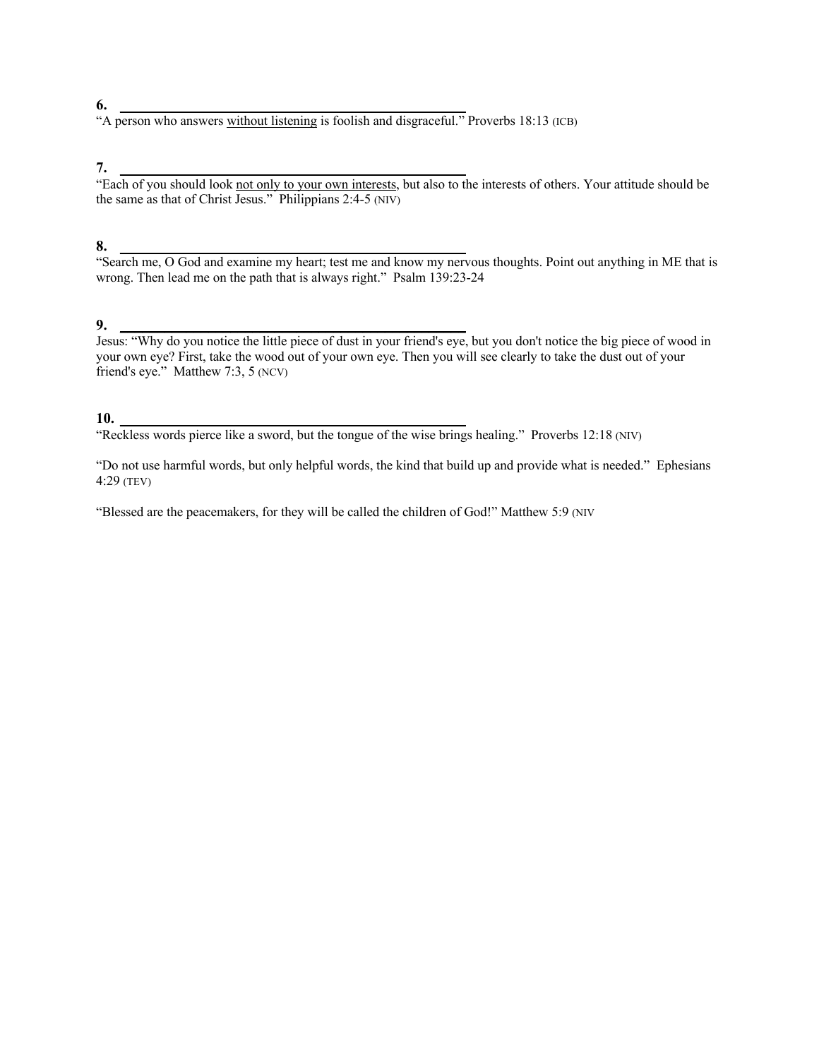**6.** \_\_\_\_\_\_\_\_\_\_\_\_\_\_\_\_\_\_\_\_\_\_\_\_\_\_\_\_\_\_\_\_\_\_\_\_\_\_\_\_\_\_\_\_\_\_\_\_\_\_

"A person who answers <u>without listening</u> is foolish and disgraceful." Proverbs 18:13 (ICB)

**7.** \_\_\_\_\_\_\_\_\_\_\_\_\_\_\_\_\_\_\_\_\_\_\_\_\_\_\_\_\_\_\_\_\_\_\_\_\_\_\_\_\_\_\_\_\_\_\_\_\_\_

"Each of you should look <u>not only to your own interests</u>, but also to the interests of others. Your attitude should be the same as that of Christ Jesus." Philippians 2:4-5 (NIV)

**8.** \_\_\_\_\_\_\_\_\_\_\_\_\_\_\_\_\_\_\_\_\_\_\_\_\_\_\_\_\_\_\_\_\_\_\_\_\_\_\_\_\_\_\_\_\_\_\_\_\_\_

"Search me, O God and examine my heart; test me and know my nervous thoughts. Point out anything in ME that is wrong. Then lead me on the path that is always right." Psalm 139:23-24

**9.** \_\_\_\_\_\_\_\_\_\_\_\_\_\_\_\_\_\_\_\_\_\_\_\_\_\_\_\_\_\_\_\_\_\_\_\_\_\_\_\_\_\_\_\_\_\_\_\_\_\_

Jesus: "Why do you notice the little piece of dust in your friend's eye, but you don't notice the big piece of wood in your own eye? First, take the wood out of your own eye. Then you will see clearly to take the dust out of your friend's eye." Matthew 7:3, 5 (NCV)

**10.** \_\_\_\_\_\_\_\_\_\_\_\_\_\_\_\_\_\_\_\_\_\_\_\_\_\_\_\_\_\_\_\_\_\_\_\_\_\_\_\_\_\_\_\_\_\_\_\_\_\_

"Reckless words pierce like a sword, but the tongue of the wise brings healing." Proverbs 12:18 (NIV)

"Do not use harmful words, but only helpful words, the kind that build up and provide what is needed." Ephesians 4:29 (TEV)

"Blessed are the peacemakers, for they will be called the children of God!" Matthew 5:9 (NIV